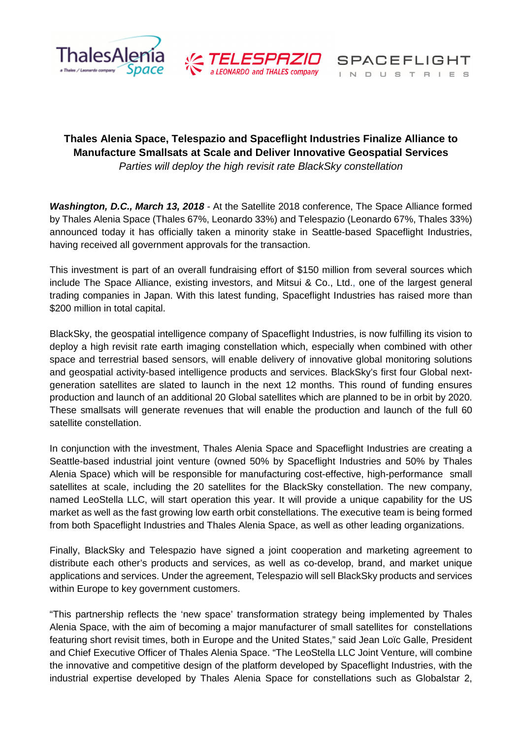# Thales Alenia Space, Telespazio and Spaceflight Industries Finalize Alliance to Manufacture Smallsats at Scale and Deliver Innovative Geospatial Services

*Parties will deploy the high revisit rate BlackSky constellation*

***Washington, D.C., March 13, 2018*** - At the Satellite 2018 conference, The Space Alliance formed by Thales Alenia Space (Thales 67%, Leonardo 33%) and Telespazio (Leonardo 67%, Thales 33%) announced today it has officially taken a minority stake in Seattle-based Spaceflight Industries, having received all government approvals for the transaction.

This investment is part of an overall fundraising effort of $150 million from several sources which include The Space Alliance, existing investors, and Mitsui & Co., Ltd., one of the largest general trading companies in Japan. With this latest funding, Spaceflight Industries has raised more than $200 million in total capital.

BlackSky, the geospatial intelligence company of Spaceflight Industries, is now fulfilling its vision to deploy a high revisit rate earth imaging constellation which, especially when combined with other space and terrestrial based sensors, will enable delivery of innovative global monitoring solutions and geospatial activity-based intelligence products and services. BlackSky's first four Global next-generation satellites are slated to launch in the next 12 months. This round of funding ensures production and launch of an additional 20 Global satellites which are planned to be in orbit by 2020. These smallsats will generate revenues that will enable the production and launch of the full 60 satellite constellation.

In conjunction with the investment, Thales Alenia Space and Spaceflight Industries are creating a Seattle-based industrial joint venture (owned 50% by Spaceflight Industries and 50% by Thales Alenia Space) which will be responsible for manufacturing cost-effective, high-performance small satellites at scale, including the 20 satellites for the BlackSky constellation. The new company, named LeoStella LLC, will start operation this year. It will provide a unique capability for the US market as well as the fast growing low earth orbit constellations. The executive team is being formed from both Spaceflight Industries and Thales Alenia Space, as well as other leading organizations.

Finally, BlackSky and Telespazio have signed a joint cooperation and marketing agreement to distribute each other's products and services, as well as co-develop, brand, and market unique applications and services. Under the agreement, Telespazio will sell BlackSky products and services within Europe to key government customers.

"This partnership reflects the 'new space' transformation strategy being implemented by Thales Alenia Space, with the aim of becoming a major manufacturer of small satellites for constellations featuring short revisit times, both in Europe and the United States," said Jean Loïc Galle, President and Chief Executive Officer of Thales Alenia Space. "The LeoStella LLC Joint Venture, will combine the innovative and competitive design of the platform developed by Spaceflight Industries, with the industrial expertise developed by Thales Alenia Space for constellations such as Globalstar 2,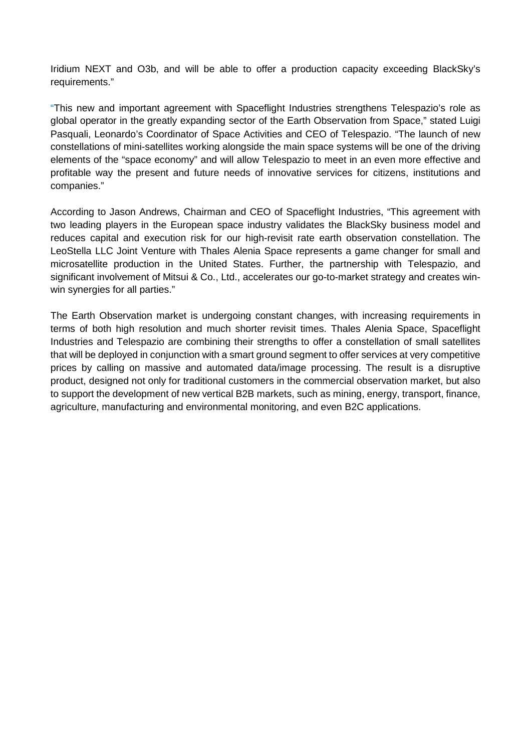Iridium NEXT and O3b, and will be able to offer a production capacity exceeding BlackSky's requirements."

"This new and important agreement with Spaceflight Industries strengthens Telespazio's role as global operator in the greatly expanding sector of the Earth Observation from Space," stated Luigi Pasquali, Leonardo's Coordinator of Space Activities and CEO of Telespazio. "The launch of new constellations of mini-satellites working alongside the main space systems will be one of the driving elements of the "space economy" and will allow Telespazio to meet in an even more effective and profitable way the present and future needs of innovative services for citizens, institutions and companies."

According to Jason Andrews, Chairman and CEO of Spaceflight Industries, "This agreement with two leading players in the European space industry validates the BlackSky business model and reduces capital and execution risk for our high-revisit rate earth observation constellation. The LeoStella LLC Joint Venture with Thales Alenia Space represents a game changer for small and microsatellite production in the United States. Further, the partnership with Telespazio, and significant involvement of Mitsui & Co., Ltd., accelerates our go-to-market strategy and creates win-win synergies for all parties."

The Earth Observation market is undergoing constant changes, with increasing requirements in terms of both high resolution and much shorter revisit times. Thales Alenia Space, Spaceflight Industries and Telespazio are combining their strengths to offer a constellation of small satellites that will be deployed in conjunction with a smart ground segment to offer services at very competitive prices by calling on massive and automated data/image processing. The result is a disruptive product, designed not only for traditional customers in the commercial observation market, but also to support the development of new vertical B2B markets, such as mining, energy, transport, finance, agriculture, manufacturing and environmental monitoring, and even B2C applications.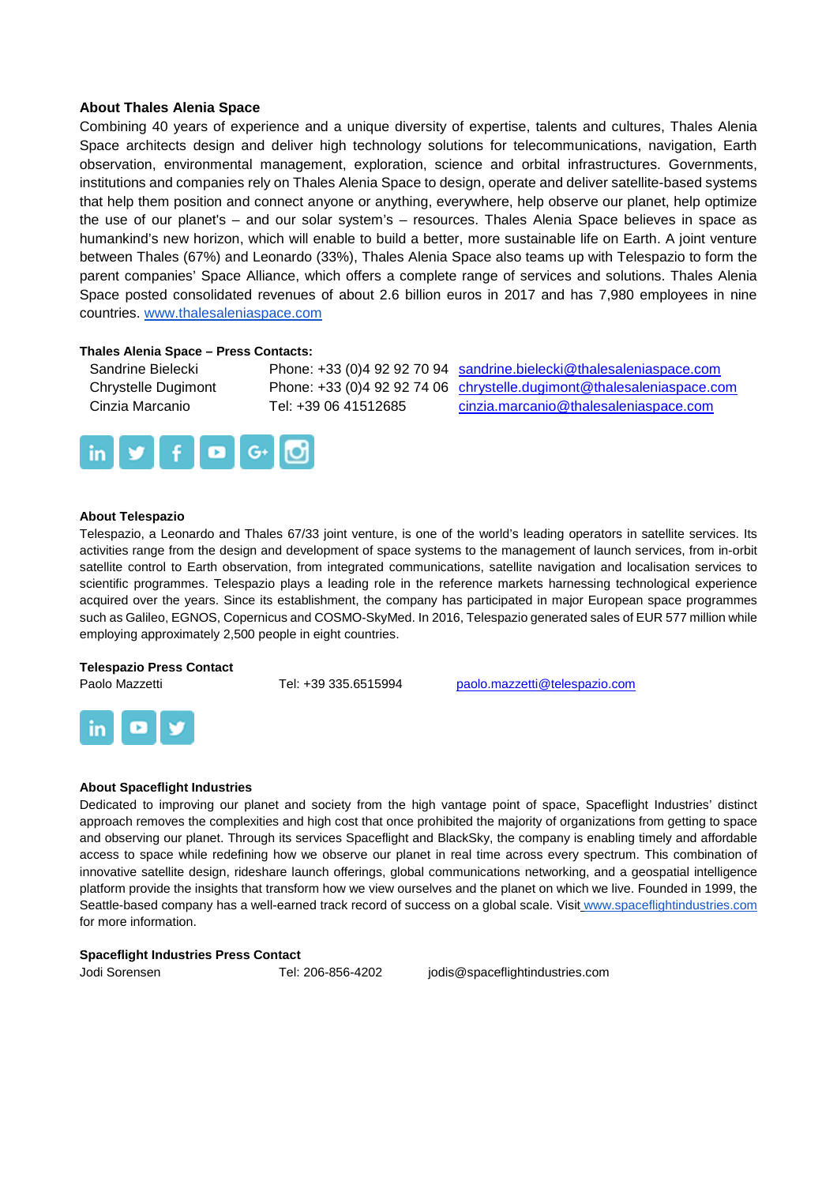**About Thales Alenia Space**

Combining 40 years of experience and a unique diversity of expertise, talents and cultures, Thales Alenia Space architects design and deliver high technology solutions for telecommunications, navigation, Earth observation, environmental management, exploration, science and orbital infrastructures. Governments, institutions and companies rely on Thales Alenia Space to design, operate and deliver satellite-based systems that help them position and connect anyone or anything, everywhere, help observe our planet, help optimize the use of our planet's – and our solar system's – resources. Thales Alenia Space believes in space as humankind's new horizon, which will enable to build a better, more sustainable life on Earth. A joint venture between Thales (67%) and Leonardo (33%), Thales Alenia Space also teams up with Telespazio to form the parent companies' Space Alliance, which offers a complete range of services and solutions. Thales Alenia Space posted consolidated revenues of about 2.6 billion euros in 2017 and has 7,980 employees in nine countries. [www.thalesaleniaspace.com](http://www.thalesaleniaspace.com)

**Thales Alenia Space – Press Contacts:**

| | | |
|---|---|---|
| Sandrine Bielecki | Phone: +33 (0)4 92 92 70 94 | sandrine.bielecki@thalesaleniaspace.com |
| Chrystelle Dugimont | Phone: +33 (0)4 92 92 74 06 | chrystelle.dugimont@thalesaleniaspace.com |
| Cinzia Marcanio | Tel: +39 06 41512685 | cinzia.marcanio@thalesaleniaspace.com |

**About Telespazio**

Telespazio, a Leonardo and Thales 67/33 joint venture, is one of the world's leading operators in satellite services. Its activities range from the design and development of space systems to the management of launch services, from in-orbit satellite control to Earth observation, from integrated communications, satellite navigation and localisation services to scientific programmes. Telespazio plays a leading role in the reference markets harnessing technological experience acquired over the years. Since its establishment, the company has participated in major European space programmes such as Galileo, EGNOS, Copernicus and COSMO-SkyMed. In 2016, Telespazio generated sales of EUR 577 million while employing approximately 2,500 people in eight countries.

**Telespazio Press Contact**

| | | |
|---|---|---|
| Paolo Mazzetti | Tel: +39 335.6515994 | paolo.mazzetti@telespazio.com |

**About Spaceflight Industries**

Dedicated to improving our planet and society from the high vantage point of space, Spaceflight Industries' distinct approach removes the complexities and high cost that once prohibited the majority of organizations from getting to space and observing our planet. Through its services Spaceflight and BlackSky, the company is enabling timely and affordable access to space while redefining how we observe our planet in real time across every spectrum. This combination of innovative satellite design, rideshare launch offerings, global communications networking, and a geospatial intelligence platform provide the insights that transform how we view ourselves and the planet on which we live. Founded in 1999, the Seattle-based company has a well-earned track record of success on a global scale. Visit [www.spaceflightindustries.com](http://www.spaceflightindustries.com) for more information.

**Spaceflight Industries Press Contact**

| | | |
|---|---|---|
| Jodi Sorensen | Tel: 206-856-4202 | jodis@spaceflightindustries.com |